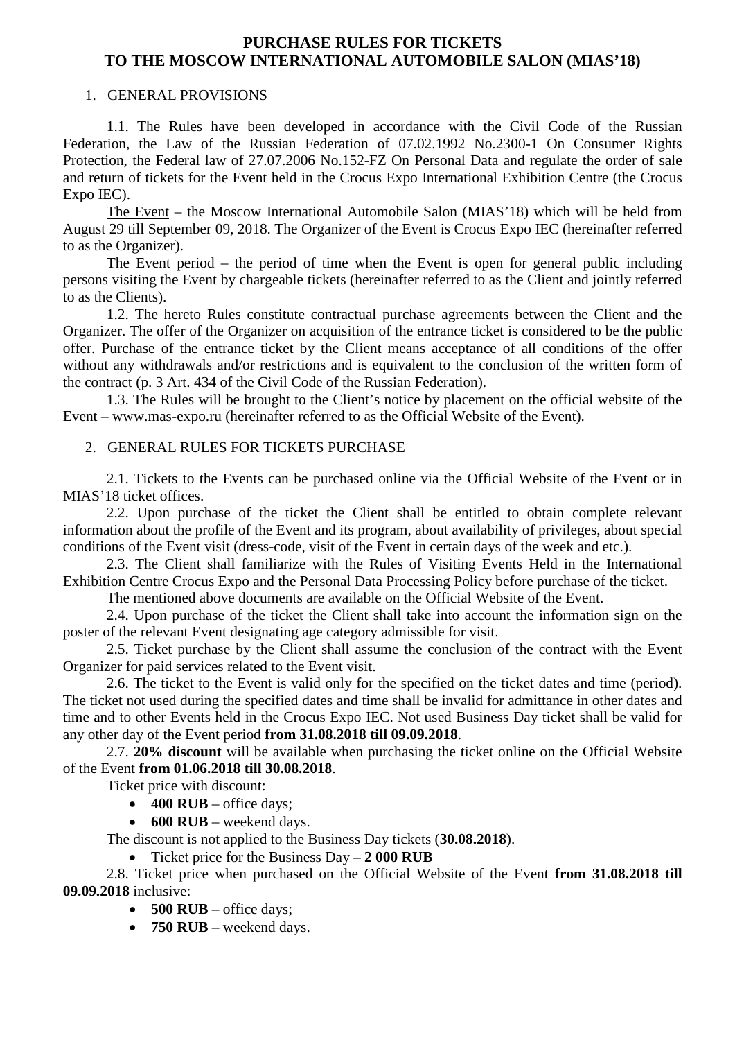# PURCHASE RULES FOR TICKETS TO THE MOSCOW INTERNATIONAL AUTOMOBILE SALON (MIAS'18)

## 1. GENERAL PROVISIONS

1.1. The Rules have been developed in accordance with the Civil Code of the Russian Federation, the Law of the Russian Federation of 07.02.1992 No.2300-1 On Consumer Rights Protection, the Federal law of 27.07.2006 No.152-FZ On Personal Data and regulate the order of sale and return of tickets for the Event held in the Crocus Expo International Exhibition Centre (the Crocus Expo IEC).

The Event – the Moscow International Automobile Salon (MIAS'18) which will be held from August 29 till September 09, 2018. The Organizer of the Event is Crocus Expo IEC (hereinafter referred to as the Organizer).

The Event period – the period of time when the Event is open for general public including persons visiting the Event by chargeable tickets (hereinafter referred to as the Client and jointly referred to as the Clients).

1.2. The hereto Rules constitute contractual purchase agreements between the Client and the Organizer. The offer of the Organizer on acquisition of the entrance ticket is considered to be the public offer. Purchase of the entrance ticket by the Client means acceptance of all conditions of the offer without any withdrawals and/or restrictions and is equivalent to the conclusion of the written form of the contract (p. 3 Art. 434 of the Civil Code of the Russian Federation).

1.3. The Rules will be brought to the Client's notice by placement on the official website of the Event – www.mas-expo.ru (hereinafter referred to as the Official Website of the Event).

## 2. GENERAL RULES FOR TICKETS PURCHASE

2.1. Tickets to the Events can be purchased online via the Official Website of the Event or in MIAS'18 ticket offices.

2.2. Upon purchase of the ticket the Client shall be entitled to obtain complete relevant information about the profile of the Event and its program, about availability of privileges, about special conditions of the Event visit (dress-code, visit of the Event in certain days of the week and etc.).

2.3. The Client shall familiarize with the Rules of Visiting Events Held in the International Exhibition Centre Crocus Expo and the Personal Data Processing Policy before purchase of the ticket.

The mentioned above documents are available on the Official Website of the Event.

2.4. Upon purchase of the ticket the Client shall take into account the information sign on the poster of the relevant Event designating age category admissible for visit.

2.5. Ticket purchase by the Client shall assume the conclusion of the contract with the Event Organizer for paid services related to the Event visit.

2.6. The ticket to the Event is valid only for the specified on the ticket dates and time (period). The ticket not used during the specified dates and time shall be invalid for admittance in other dates and time and to other Events held in the Crocus Expo IEC. Not used Business Day ticket shall be valid for any other day of the Event period **from 31.08.2018 till 09.09.2018**.

2.7. **20% discount** will be available when purchasing the ticket online on the Official Website of the Event **from 01.06.2018 till 30.08.2018**.

Ticket price with discount:

- **400 RUB** – office days;
- **600 RUB** – weekend days.

The discount is not applied to the Business Day tickets (**30.08.2018**).

- Ticket price for the Business Day – **2 000 RUB**

2.8. Ticket price when purchased on the Official Website of the Event **from 31.08.2018 till 09.09.2018** inclusive:

- **500 RUB** – office days;
- **750 RUB** – weekend days.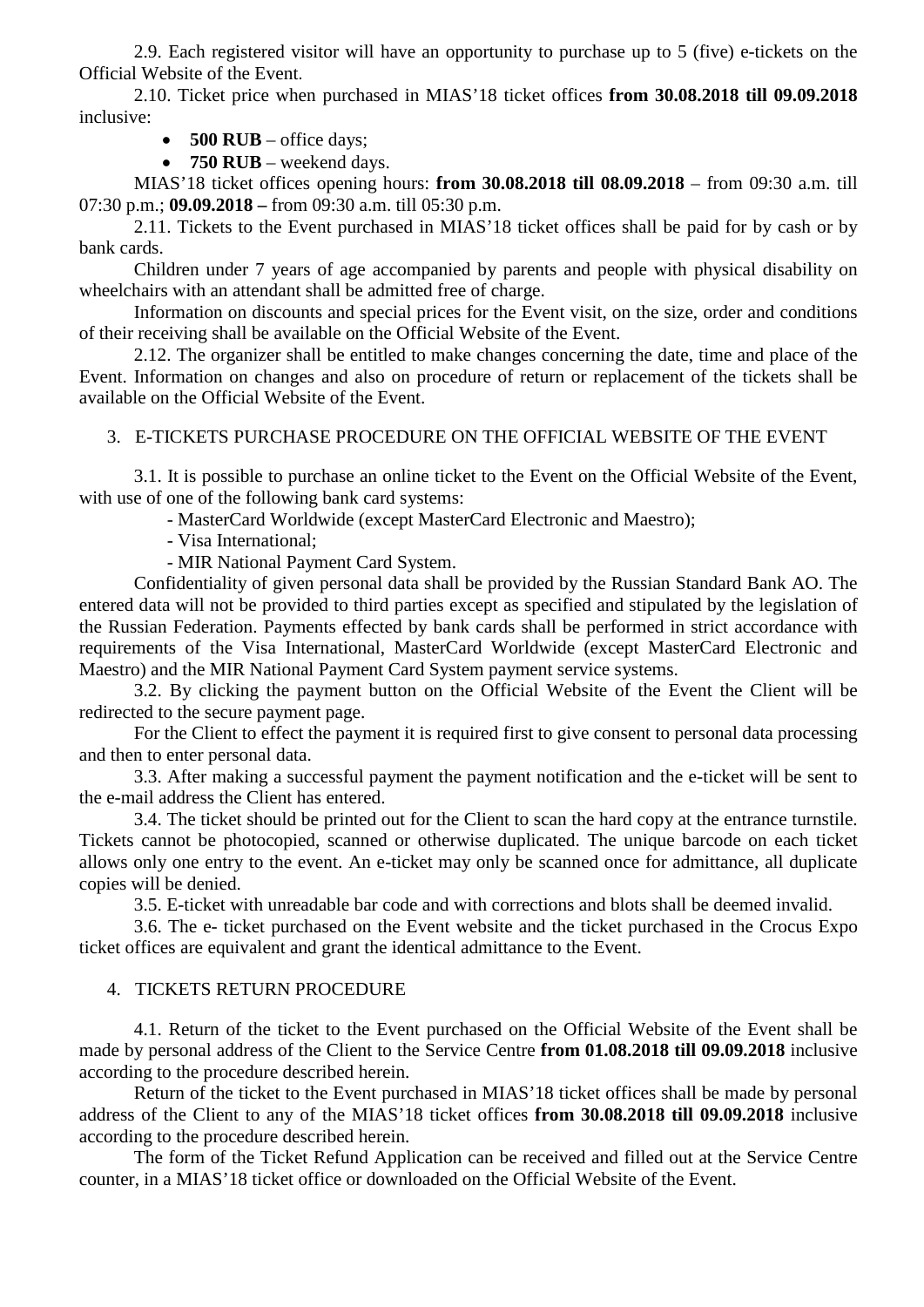2.9. Each registered visitor will have an opportunity to purchase up to 5 (five) e-tickets on the Official Website of the Event.

2.10. Ticket price when purchased in MIAS'18 ticket offices **from 30.08.2018 till 09.09.2018** inclusive:

- **500 RUB** – office days;
- **750 RUB** – weekend days.

MIAS'18 ticket offices opening hours: **from 30.08.2018 till 08.09.2018** – from 09:30 a.m. till 07:30 p.m.; **09.09.2018 –** from 09:30 a.m. till 05:30 p.m.

2.11. Tickets to the Event purchased in MIAS'18 ticket offices shall be paid for by cash or by bank cards.

Children under 7 years of age accompanied by parents and people with physical disability on wheelchairs with an attendant shall be admitted free of charge.

Information on discounts and special prices for the Event visit, on the size, order and conditions of their receiving shall be available on the Official Website of the Event.

2.12. The organizer shall be entitled to make changes concerning the date, time and place of the Event. Information on changes and also on procedure of return or replacement of the tickets shall be available on the Official Website of the Event.

## 3. E-TICKETS PURCHASE PROCEDURE ON THE OFFICIAL WEBSITE OF THE EVENT

3.1. It is possible to purchase an online ticket to the Event on the Official Website of the Event, with use of one of the following bank card systems:

- MasterCard Worldwide (except MasterCard Electronic and Maestro);
- Visa International;
- MIR National Payment Card System.

Confidentiality of given personal data shall be provided by the Russian Standard Bank AO. The entered data will not be provided to third parties except as specified and stipulated by the legislation of the Russian Federation. Payments effected by bank cards shall be performed in strict accordance with requirements of the Visa International, MasterCard Worldwide (except MasterCard Electronic and Maestro) and the MIR National Payment Card System payment service systems.

3.2. By clicking the payment button on the Official Website of the Event the Client will be redirected to the secure payment page.

For the Client to effect the payment it is required first to give consent to personal data processing and then to enter personal data.

3.3. After making a successful payment the payment notification and the e-ticket will be sent to the e-mail address the Client has entered.

3.4. The ticket should be printed out for the Client to scan the hard copy at the entrance turnstile. Tickets cannot be photocopied, scanned or otherwise duplicated. The unique barcode on each ticket allows only one entry to the event. An e-ticket may only be scanned once for admittance, all duplicate copies will be denied.

3.5. E-ticket with unreadable bar code and with corrections and blots shall be deemed invalid.

3.6. The e- ticket purchased on the Event website and the ticket purchased in the Crocus Expo ticket offices are equivalent and grant the identical admittance to the Event.

## 4. TICKETS RETURN PROCEDURE

4.1. Return of the ticket to the Event purchased on the Official Website of the Event shall be made by personal address of the Client to the Service Centre **from 01.08.2018 till 09.09.2018** inclusive according to the procedure described herein.

Return of the ticket to the Event purchased in MIAS'18 ticket offices shall be made by personal address of the Client to any of the MIAS'18 ticket offices **from 30.08.2018 till 09.09.2018** inclusive according to the procedure described herein.

The form of the Ticket Refund Application can be received and filled out at the Service Centre counter, in a MIAS'18 ticket office or downloaded on the Official Website of the Event.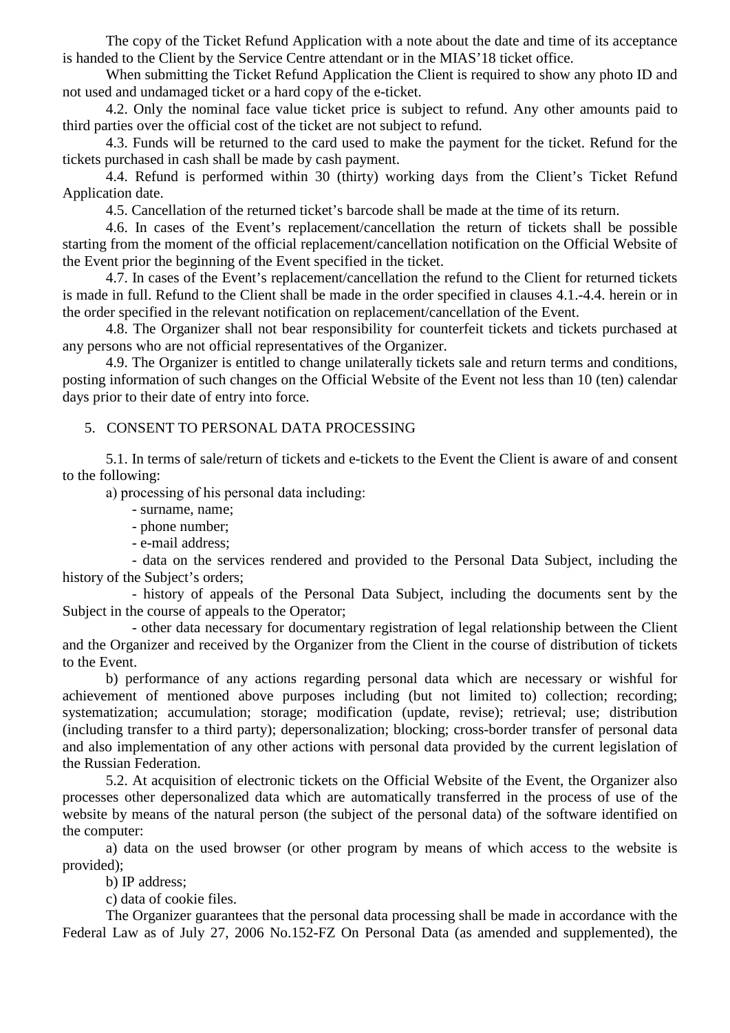The copy of the Ticket Refund Application with a note about the date and time of its acceptance is handed to the Client by the Service Centre attendant or in the MIAS'18 ticket office.

When submitting the Ticket Refund Application the Client is required to show any photo ID and not used and undamaged ticket or a hard copy of the e-ticket.

4.2. Only the nominal face value ticket price is subject to refund. Any other amounts paid to third parties over the official cost of the ticket are not subject to refund.

4.3. Funds will be returned to the card used to make the payment for the ticket. Refund for the tickets purchased in cash shall be made by cash payment.

4.4. Refund is performed within 30 (thirty) working days from the Client's Ticket Refund Application date.

4.5. Cancellation of the returned ticket's barcode shall be made at the time of its return.

4.6. In cases of the Event's replacement/cancellation the return of tickets shall be possible starting from the moment of the official replacement/cancellation notification on the Official Website of the Event prior the beginning of the Event specified in the ticket.

4.7. In cases of the Event's replacement/cancellation the refund to the Client for returned tickets is made in full. Refund to the Client shall be made in the order specified in clauses 4.1.-4.4. herein or in the order specified in the relevant notification on replacement/cancellation of the Event.

4.8. The Organizer shall not bear responsibility for counterfeit tickets and tickets purchased at any persons who are not official representatives of the Organizer.

4.9. The Organizer is entitled to change unilaterally tickets sale and return terms and conditions, posting information of such changes on the Official Website of the Event not less than 10 (ten) calendar days prior to their date of entry into force.

5. CONSENT TO PERSONAL DATA PROCESSING

5.1. In terms of sale/return of tickets and e-tickets to the Event the Client is aware of and consent to the following:

a) processing of his personal data including:

- surname, name;
- phone number;
- e-mail address;
- data on the services rendered and provided to the Personal Data Subject, including the history of the Subject's orders;
- history of appeals of the Personal Data Subject, including the documents sent by the Subject in the course of appeals to the Operator;
- other data necessary for documentary registration of legal relationship between the Client and the Organizer and received by the Organizer from the Client in the course of distribution of tickets to the Event.

b) performance of any actions regarding personal data which are necessary or wishful for achievement of mentioned above purposes including (but not limited to) collection; recording; systematization; accumulation; storage; modification (update, revise); retrieval; use; distribution (including transfer to a third party); depersonalization; blocking; cross-border transfer of personal data and also implementation of any other actions with personal data provided by the current legislation of the Russian Federation.

5.2. At acquisition of electronic tickets on the Official Website of the Event, the Organizer also processes other depersonalized data which are automatically transferred in the process of use of the website by means of the natural person (the subject of the personal data) of the software identified on the computer:

a) data on the used browser (or other program by means of which access to the website is provided);

b) IP address;

c) data of cookie files.

The Organizer guarantees that the personal data processing shall be made in accordance with the Federal Law as of July 27, 2006 No.152-FZ On Personal Data (as amended and supplemented), the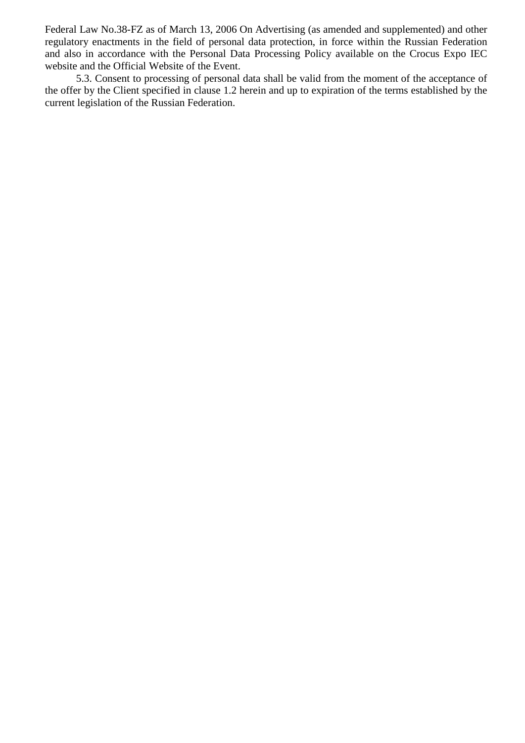Federal Law No.38-FZ as of March 13, 2006 On Advertising (as amended and supplemented) and other regulatory enactments in the field of personal data protection, in force within the Russian Federation and also in accordance with the Personal Data Processing Policy available on the Crocus Expo IEC website and the Official Website of the Event.

5.3. Consent to processing of personal data shall be valid from the moment of the acceptance of the offer by the Client specified in clause 1.2 herein and up to expiration of the terms established by the current legislation of the Russian Federation.